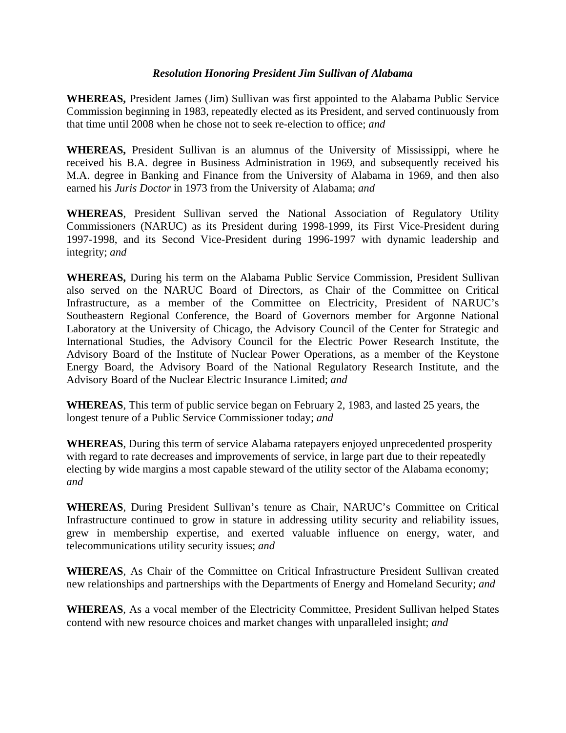***Resolution Honoring President Jim Sullivan of Alabama***

**WHEREAS,** President James (Jim) Sullivan was first appointed to the Alabama Public Service Commission beginning in 1983, repeatedly elected as its President, and served continuously from that time until 2008 when he chose not to seek re-election to office; *and*

**WHEREAS,** President Sullivan is an alumnus of the University of Mississippi, where he received his B.A. degree in Business Administration in 1969, and subsequently received his M.A. degree in Banking and Finance from the University of Alabama in 1969, and then also earned his *Juris Doctor* in 1973 from the University of Alabama; *and*

**WHEREAS**, President Sullivan served the National Association of Regulatory Utility Commissioners (NARUC) as its President during 1998-1999, its First Vice-President during 1997-1998, and its Second Vice-President during 1996-1997 with dynamic leadership and integrity; *and*

**WHEREAS,** During his term on the Alabama Public Service Commission, President Sullivan also served on the NARUC Board of Directors, as Chair of the Committee on Critical Infrastructure, as a member of the Committee on Electricity, President of NARUC's Southeastern Regional Conference, the Board of Governors member for Argonne National Laboratory at the University of Chicago, the Advisory Council of the Center for Strategic and International Studies, the Advisory Council for the Electric Power Research Institute, the Advisory Board of the Institute of Nuclear Power Operations, as a member of the Keystone Energy Board, the Advisory Board of the National Regulatory Research Institute, and the Advisory Board of the Nuclear Electric Insurance Limited; *and*

**WHEREAS**, This term of public service began on February 2, 1983, and lasted 25 years, the longest tenure of a Public Service Commissioner today; *and*

**WHEREAS**, During this term of service Alabama ratepayers enjoyed unprecedented prosperity with regard to rate decreases and improvements of service, in large part due to their repeatedly electing by wide margins a most capable steward of the utility sector of the Alabama economy; *and*

**WHEREAS**, During President Sullivan's tenure as Chair, NARUC's Committee on Critical Infrastructure continued to grow in stature in addressing utility security and reliability issues, grew in membership expertise, and exerted valuable influence on energy, water, and telecommunications utility security issues; *and*

**WHEREAS**, As Chair of the Committee on Critical Infrastructure President Sullivan created new relationships and partnerships with the Departments of Energy and Homeland Security; *and*

**WHEREAS**, As a vocal member of the Electricity Committee, President Sullivan helped States contend with new resource choices and market changes with unparalleled insight; *and*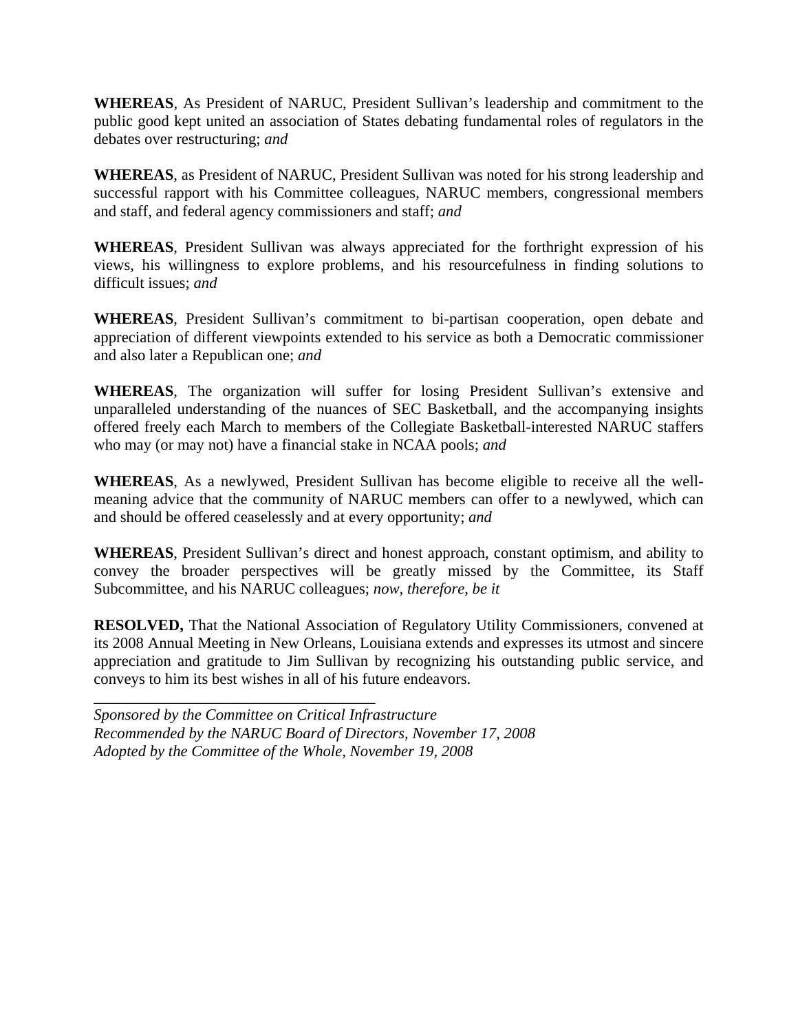**WHEREAS**, As President of NARUC, President Sullivan's leadership and commitment to the public good kept united an association of States debating fundamental roles of regulators in the debates over restructuring; *and*

**WHEREAS**, as President of NARUC, President Sullivan was noted for his strong leadership and successful rapport with his Committee colleagues, NARUC members, congressional members and staff, and federal agency commissioners and staff; *and*

**WHEREAS**, President Sullivan was always appreciated for the forthright expression of his views, his willingness to explore problems, and his resourcefulness in finding solutions to difficult issues; *and*

**WHEREAS**, President Sullivan's commitment to bi-partisan cooperation, open debate and appreciation of different viewpoints extended to his service as both a Democratic commissioner and also later a Republican one; *and*

**WHEREAS**, The organization will suffer for losing President Sullivan's extensive and unparalleled understanding of the nuances of SEC Basketball, and the accompanying insights offered freely each March to members of the Collegiate Basketball-interested NARUC staffers who may (or may not) have a financial stake in NCAA pools; *and*

**WHEREAS**, As a newlywed, President Sullivan has become eligible to receive all the well-meaning advice that the community of NARUC members can offer to a newlywed, which can and should be offered ceaselessly and at every opportunity; *and*

**WHEREAS**, President Sullivan's direct and honest approach, constant optimism, and ability to convey the broader perspectives will be greatly missed by the Committee, its Staff Subcommittee, and his NARUC colleagues; *now, therefore, be it*

**RESOLVED,** That the National Association of Regulatory Utility Commissioners, convened at its 2008 Annual Meeting in New Orleans, Louisiana extends and expresses its utmost and sincere appreciation and gratitude to Jim Sullivan by recognizing his outstanding public service, and conveys to him its best wishes in all of his future endeavors.

\_\_\_\_\_\_\_\_\_\_\_\_\_\_\_\_\_\_\_\_\_\_\_\_\_\_\_\_\_\_\_\_\_\_\_\_

*Sponsored by the Committee on Critical Infrastructure*
*Recommended by the NARUC Board of Directors, November 17, 2008*
*Adopted by the Committee of the Whole, November 19, 2008*